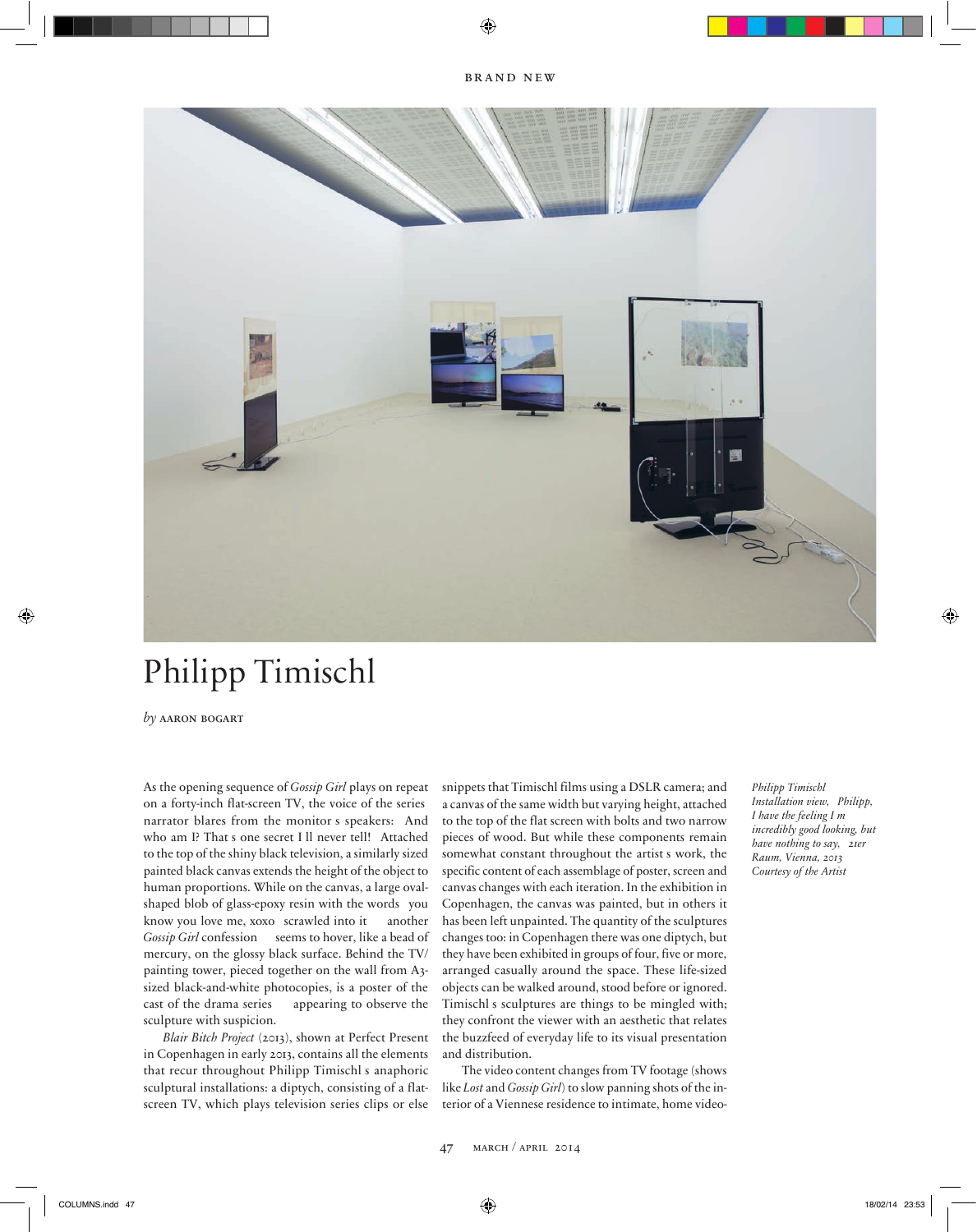# Philipp Timischl

*by* AARON BOGART

As the opening sequence of *Gossip Girl* plays on repeat on a forty-inch flat-screen TV, the voice of the series narrator blares from the monitor s speakers: And who am I? That s one secret I ll never tell! Attached to the top of the shiny black television, a similarly sized painted black canvas extends the height of the object to human proportions. While on the canvas, a large oval-shaped blob of glass-epoxy resin with the words you know you love me, xoxo scrawled into it another *Gossip Girl* confession seems to hover, like a bead of mercury, on the glossy black surface. Behind the TV/painting tower, pieced together on the wall from A3-sized black-and-white photocopies, is a poster of the cast of the drama series appearing to observe the sculpture with suspicion.

*Blair Bitch Project* (2013), shown at Perfect Present in Copenhagen in early 2013, contains all the elements that recur throughout Philipp Timischl s anaphoric sculptural installations: a diptych, consisting of a flat-screen TV, which plays television series clips or else snippets that Timischl films using a DSLR camera; and a canvas of the same width but varying height, attached to the top of the flat screen with bolts and two narrow pieces of wood. But while these components remain somewhat constant throughout the artist s work, the specific content of each assemblage of poster, screen and canvas changes with each iteration. In the exhibition in Copenhagen, the canvas was painted, but in others it has been left unpainted. The quantity of the sculptures changes too: in Copenhagen there was one diptych, but they have been exhibited in groups of four, five or more, arranged casually around the space. These life-sized objects can be walked around, stood before or ignored. Timischl s sculptures are things to be mingled with; they confront the viewer with an aesthetic that relates the buzzfeed of everyday life to its visual presentation and distribution.

The video content changes from TV footage (shows like *Lost* and *Gossip Girl*) to slow panning shots of the interior of a Viennese residence to intimate, home video-

*Philipp Timischl*
*Installation view, Philipp, I have the feeling I m incredibly good looking, but have nothing to say, 21er Raum, Vienna, 2013*
*Courtesy of the Artist*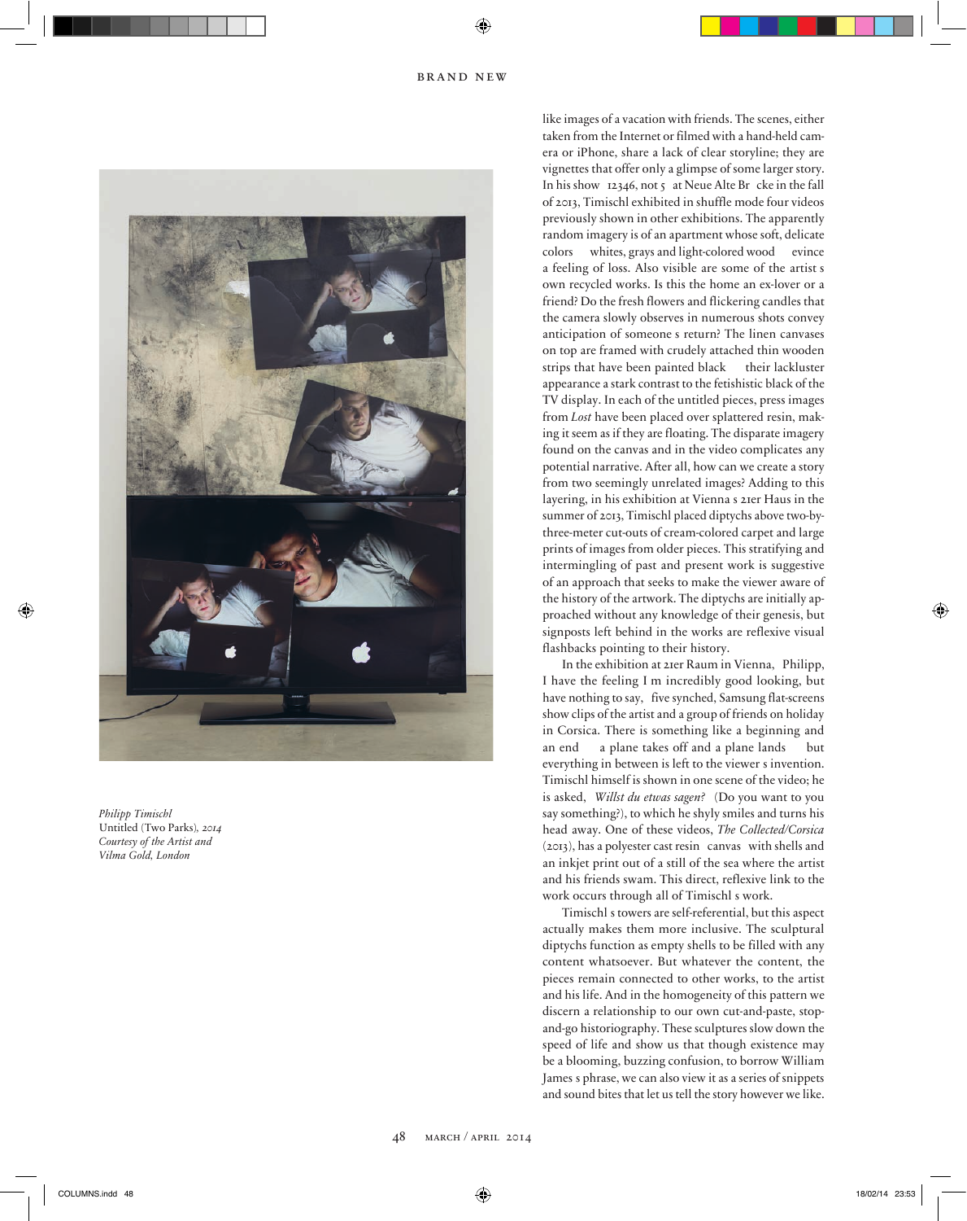*Philipp Timischl*
Untitled (Two Parks), *2014*
*Courtesy of the Artist and*
*Vilma Gold, London*

like images of a vacation with friends. The scenes, either taken from the Internet or filmed with a hand-held camera or iPhone, share a lack of clear storyline; they are vignettes that offer only a glimpse of some larger story. In his show 12346, not 5 at Neue Alte Br cke in the fall of 2013, Timischl exhibited in shuffle mode four videos previously shown in other exhibitions. The apparently random imagery is of an apartment whose soft, delicate colors whites, grays and light-colored wood evince a feeling of loss. Also visible are some of the artist s own recycled works. Is this the home an ex-lover or a friend? Do the fresh flowers and flickering candles that the camera slowly observes in numerous shots convey anticipation of someone s return? The linen canvases on top are framed with crudely attached thin wooden strips that have been painted black their lackluster appearance a stark contrast to the fetishistic black of the TV display. In each of the untitled pieces, press images from *Lost* have been placed over splattered resin, making it seem as if they are floating. The disparate imagery found on the canvas and in the video complicates any potential narrative. After all, how can we create a story from two seemingly unrelated images? Adding to this layering, in his exhibition at Vienna s 21er Haus in the summer of 2013, Timischl placed diptychs above two-by-three-meter cut-outs of cream-colored carpet and large prints of images from older pieces. This stratifying and intermingling of past and present work is suggestive of an approach that seeks to make the viewer aware of the history of the artwork. The diptychs are initially approached without any knowledge of their genesis, but signposts left behind in the works are reflexive visual flashbacks pointing to their history.

In the exhibition at 21er Raum in Vienna, Philipp, I have the feeling I m incredibly good looking, but have nothing to say, five synched, Samsung flat-screens show clips of the artist and a group of friends on holiday in Corsica. There is something like a beginning and an end a plane takes off and a plane lands but everything in between is left to the viewer s invention. Timischl himself is shown in one scene of the video; he is asked, *Willst du etwas sagen?* (Do you want to you say something?), to which he shyly smiles and turns his head away. One of these videos, *The Collected/Corsica* (2013), has a polyester cast resin canvas with shells and an inkjet print out of a still of the sea where the artist and his friends swam. This direct, reflexive link to the work occurs through all of Timischl s work.

Timischl s towers are self-referential, but this aspect actually makes them more inclusive. The sculptural diptychs function as empty shells to be filled with any content whatsoever. But whatever the content, the pieces remain connected to other works, to the artist and his life. And in the homogeneity of this pattern we discern a relationship to our own cut-and-paste, stop-and-go historiography. These sculptures slow down the speed of life and show us that though existence may be a blooming, buzzing confusion, to borrow William James s phrase, we can also view it as a series of snippets and sound bites that let us tell the story however we like.